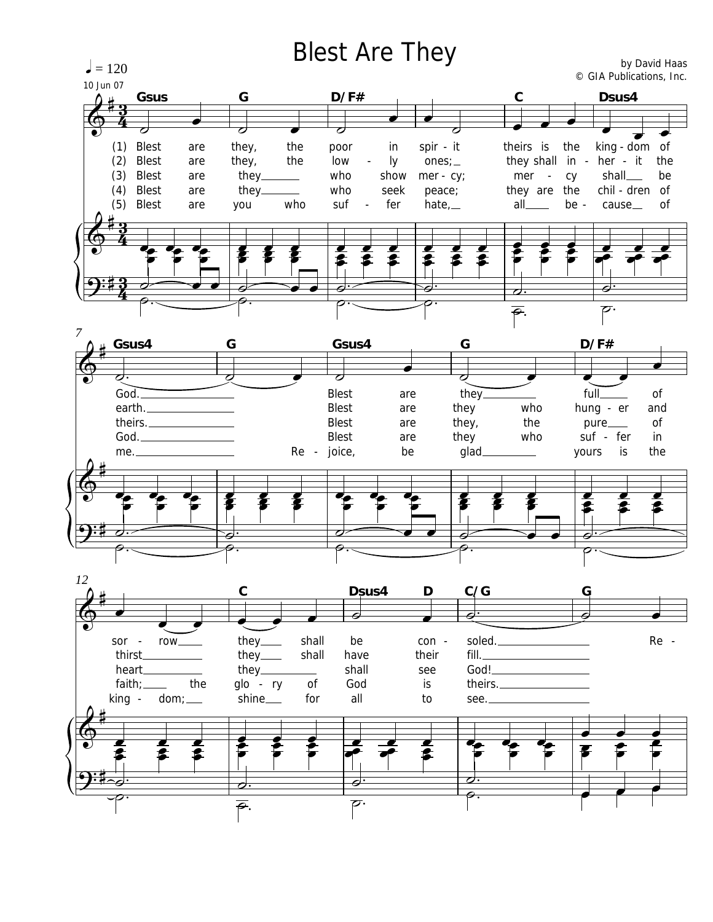# Blest Are They

by David Haas
© GIA Publications, Inc.

♩ = 120

10 Jun 07

(1) Blest are they, the poor in spir - it theirs is the king - dom of God. Blest are they full of sor - row they shall be con - soled. Re -

(2) Blest are they, the low - ly ones; they shall in - her - it the earth. Blest are they who hung - er and thirst they shall have their fill.

(3) Blest are they who show mer - cy; mer - cy shall be theirs. Blest are they, the pure of heart they shall see God!

(4) Blest are they who seek peace; they are the chil - dren of God. Blest are they who suf - fer in faith; the glo - ry of God is theirs.

(5) Blest are you who suf - fer hate, all be - cause of me. Re - joice, be glad yours is the king - dom; shine for all to see.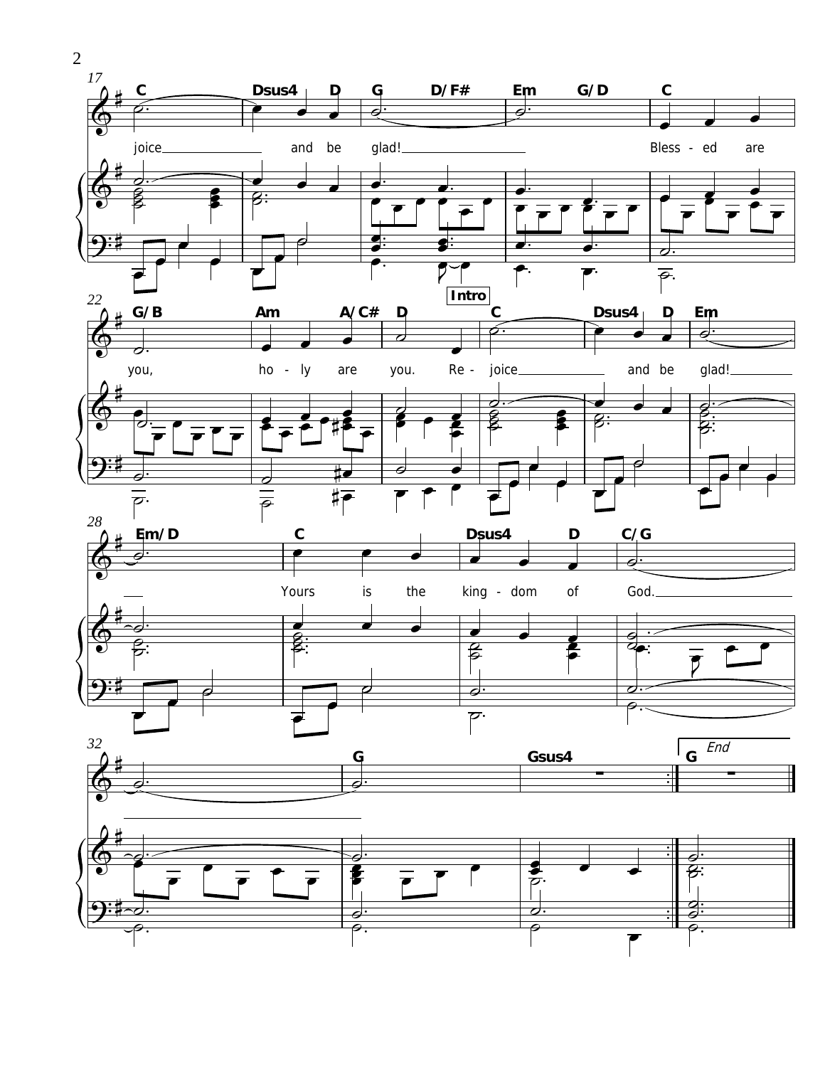joice and be glad! Bless - ed are you, ho - ly are you. Re - joice and be glad! Yours is the king - dom of God.

Intro

End